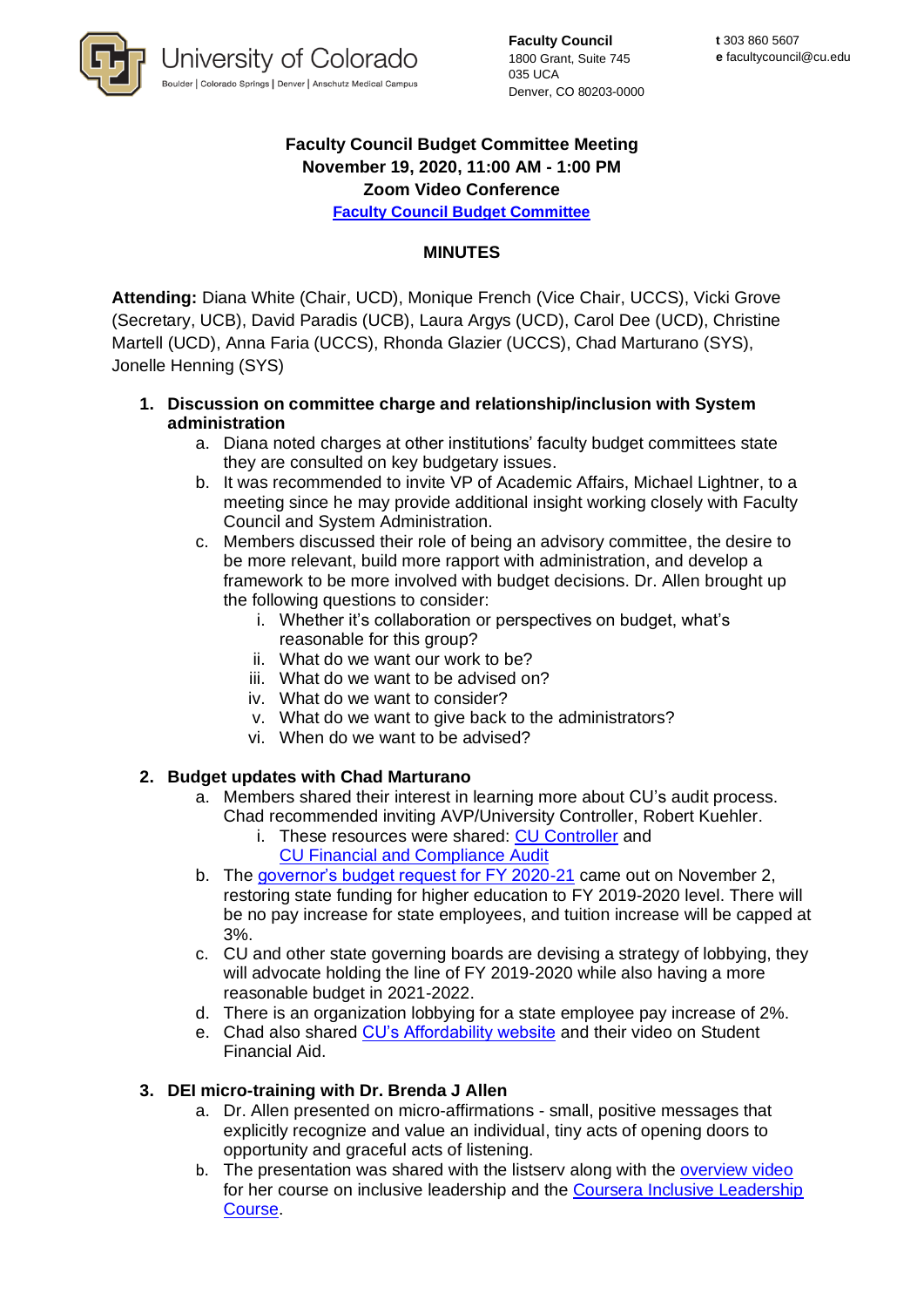University of Colorado
Boulder | Colorado Springs | Denver | Anschutz Medical Campus

**Faculty Council**
1800 Grant, Suite 745
035 UCA
Denver, CO 80203-0000

**t** 303 860 5607
**e** facultycouncil@cu.edu

**Faculty Council Budget Committee Meeting**
**November 19, 2020, 11:00 AM - 1:00 PM**
**Zoom Video Conference**
**Faculty Council Budget Committee**

## MINUTES

**Attending:** Diana White (Chair, UCD), Monique French (Vice Chair, UCCS), Vicki Grove (Secretary, UCB), David Paradis (UCB), Laura Argys (UCD), Carol Dee (UCD), Christine Martell (UCD), Anna Faria (UCCS), Rhonda Glazier (UCCS), Chad Marturano (SYS), Jonelle Henning (SYS)

1. **Discussion on committee charge and relationship/inclusion with System administration**
   a. Diana noted charges at other institutions' faculty budget committees state they are consulted on key budgetary issues.
   b. It was recommended to invite VP of Academic Affairs, Michael Lightner, to a meeting since he may provide additional insight working closely with Faculty Council and System Administration.
   c. Members discussed their role of being an advisory committee, the desire to be more relevant, build more rapport with administration, and develop a framework to be more involved with budget decisions. Dr. Allen brought up the following questions to consider:
      i. Whether it's collaboration or perspectives on budget, what's reasonable for this group?
      ii. What do we want our work to be?
      iii. What do we want to be advised on?
      iv. What do we want to consider?
      v. What do we want to give back to the administrators?
      vi. When do we want to be advised?

2. **Budget updates with Chad Marturano**
   a. Members shared their interest in learning more about CU's audit process. Chad recommended inviting AVP/University Controller, Robert Kuehler.
      i. These resources were shared: CU Controller and CU Financial and Compliance Audit
   b. The governor's budget request for FY 2020-21 came out on November 2, restoring state funding for higher education to FY 2019-2020 level. There will be no pay increase for state employees, and tuition increase will be capped at 3%.
   c. CU and other state governing boards are devising a strategy of lobbying, they will advocate holding the line of FY 2019-2020 while also having a more reasonable budget in 2021-2022.
   d. There is an organization lobbying for a state employee pay increase of 2%.
   e. Chad also shared CU's Affordability website and their video on Student Financial Aid.

3. **DEI micro-training with Dr. Brenda J Allen**
   a. Dr. Allen presented on micro-affirmations - small, positive messages that explicitly recognize and value an individual, tiny acts of opening doors to opportunity and graceful acts of listening.
   b. The presentation was shared with the listserv along with the overview video for her course on inclusive leadership and the Coursera Inclusive Leadership Course.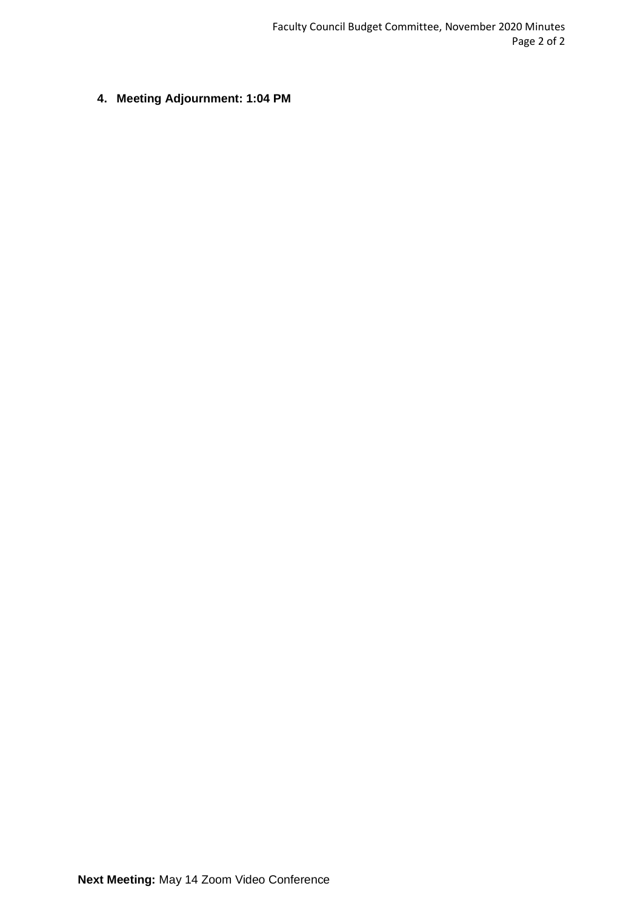**4. Meeting Adjournment: 1:04 PM**

**Next Meeting:** May 14 Zoom Video Conference